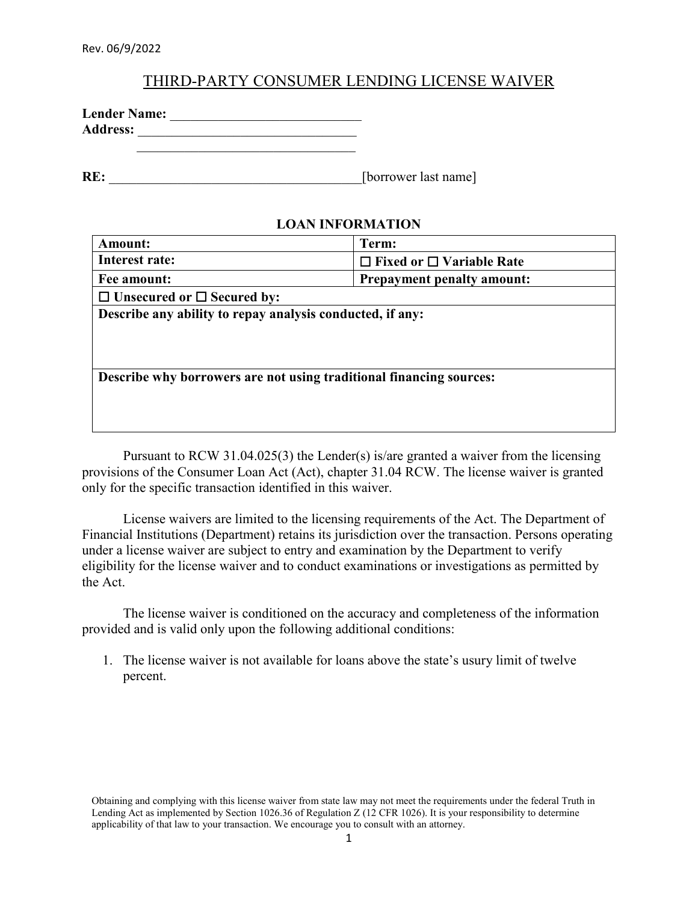# THIRD-PARTY CONSUMER LENDING LICENSE WAIVER

**Lender Name:** ____________________________
**Address:** ________________________________
________________________________

**RE:** ____________________________________[borrower last name]

**LOAN INFORMATION**

| **Amount:** | **Term:** |
|---|---|
| **Interest rate:** | ☐ **Fixed or** ☐ **Variable Rate** |
| **Fee amount:** | **Prepayment penalty amount:** |
| ☐ **Unsecured or** ☐ **Secured by:** | |
| **Describe any ability to repay analysis conducted, if any:** | |
| **Describe why borrowers are not using traditional financing sources:** | |

Pursuant to RCW 31.04.025(3) the Lender(s) is/are granted a waiver from the licensing provisions of the Consumer Loan Act (Act), chapter 31.04 RCW. The license waiver is granted only for the specific transaction identified in this waiver.

License waivers are limited to the licensing requirements of the Act. The Department of Financial Institutions (Department) retains its jurisdiction over the transaction. Persons operating under a license waiver are subject to entry and examination by the Department to verify eligibility for the license waiver and to conduct examinations or investigations as permitted by the Act.

The license waiver is conditioned on the accuracy and completeness of the information provided and is valid only upon the following additional conditions:

1. The license waiver is not available for loans above the state's usury limit of twelve percent.

Obtaining and complying with this license waiver from state law may not meet the requirements under the federal Truth in Lending Act as implemented by Section 1026.36 of Regulation Z (12 CFR 1026). It is your responsibility to determine applicability of that law to your transaction. We encourage you to consult with an attorney.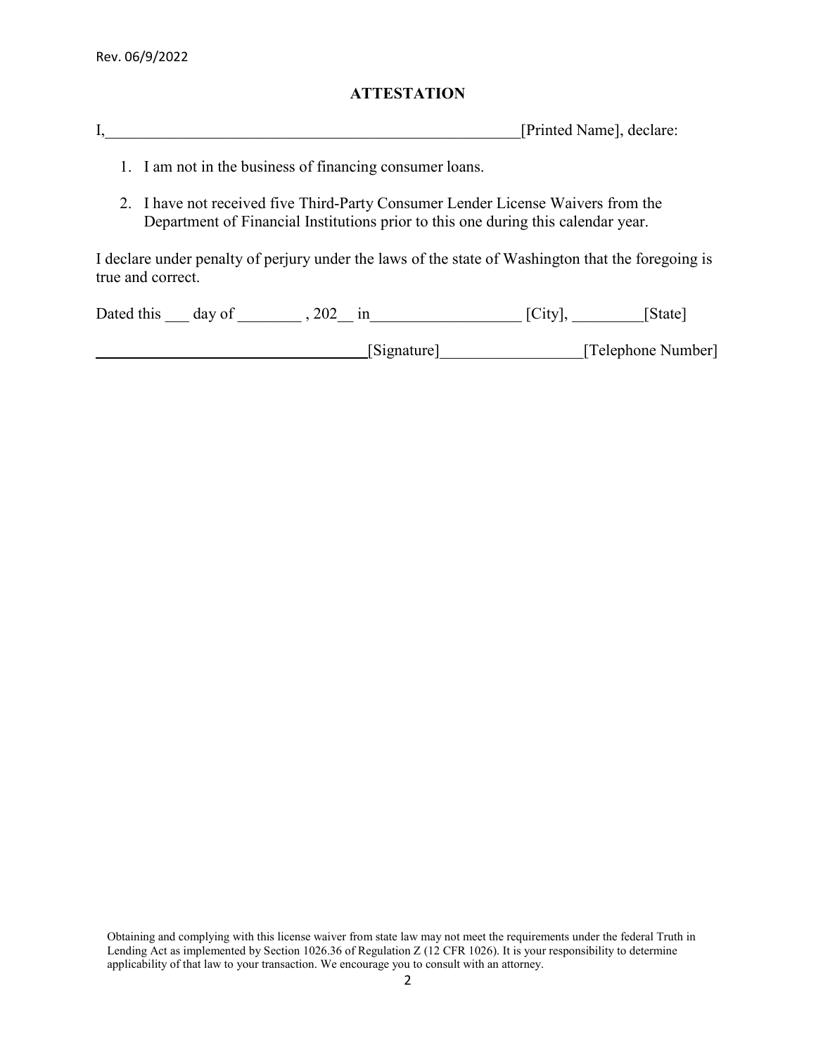**ATTESTATION**

I,______________________________________________________[Printed Name], declare:

1. I am not in the business of financing consumer loans.
2. I have not received five Third-Party Consumer Lender License Waivers from the Department of Financial Institutions prior to this one during this calendar year.

I declare under penalty of perjury under the laws of the state of Washington that the foregoing is true and correct.

Dated this ___ day of ________ , 202__ in__________________ [City], _________[State]

__________________________________[Signature]_________________[Telephone Number]

Obtaining and complying with this license waiver from state law may not meet the requirements under the federal Truth in Lending Act as implemented by Section 1026.36 of Regulation Z (12 CFR 1026). It is your responsibility to determine applicability of that law to your transaction. We encourage you to consult with an attorney.